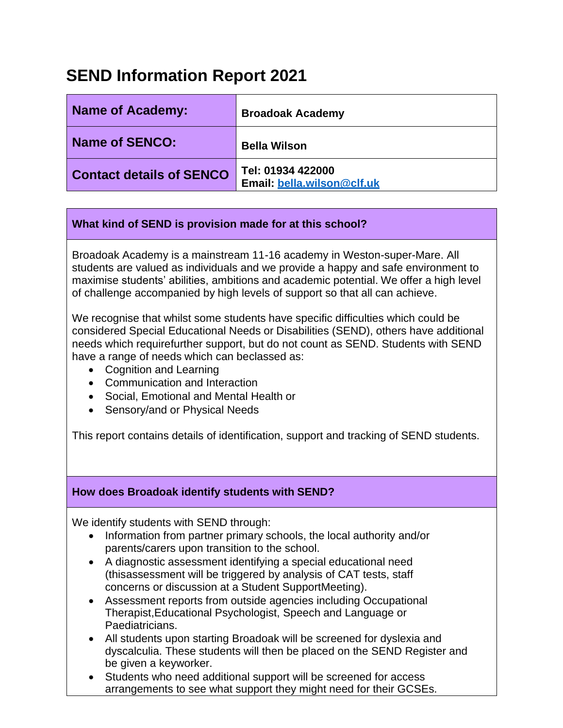# SEND Information Report 2021

| Name of Academy: | Broadoak Academy |
|---|---|
| Name of SENCO: | Bella Wilson |
| Contact details of SENCO | Tel: 01934 422000<br>Email: [bella.wilson@clf.uk](mailto:bella.wilson@clf.uk) |

### What kind of SEND is provision made for at this school?

Broadoak Academy is a mainstream 11-16 academy in Weston-super-Mare. All students are valued as individuals and we provide a happy and safe environment to maximise students' abilities, ambitions and academic potential. We offer a high level of challenge accompanied by high levels of support so that all can achieve.

We recognise that whilst some students have specific difficulties which could be considered Special Educational Needs or Disabilities (SEND), others have additional needs which requirefurther support, but do not count as SEND. Students with SEND have a range of needs which can beclassed as:

- Cognition and Learning
- Communication and Interaction
- Social, Emotional and Mental Health or
- Sensory/and or Physical Needs

This report contains details of identification, support and tracking of SEND students.

### How does Broadoak identify students with SEND?

We identify students with SEND through:

- Information from partner primary schools, the local authority and/or parents/carers upon transition to the school.
- A diagnostic assessment identifying a special educational need (thisassessment will be triggered by analysis of CAT tests, staff concerns or discussion at a Student SupportMeeting).
- Assessment reports from outside agencies including Occupational Therapist,Educational Psychologist, Speech and Language or Paediatricians.
- All students upon starting Broadoak will be screened for dyslexia and dyscalculia. These students will then be placed on the SEND Register and be given a keyworker.
- Students who need additional support will be screened for access arrangements to see what support they might need for their GCSEs.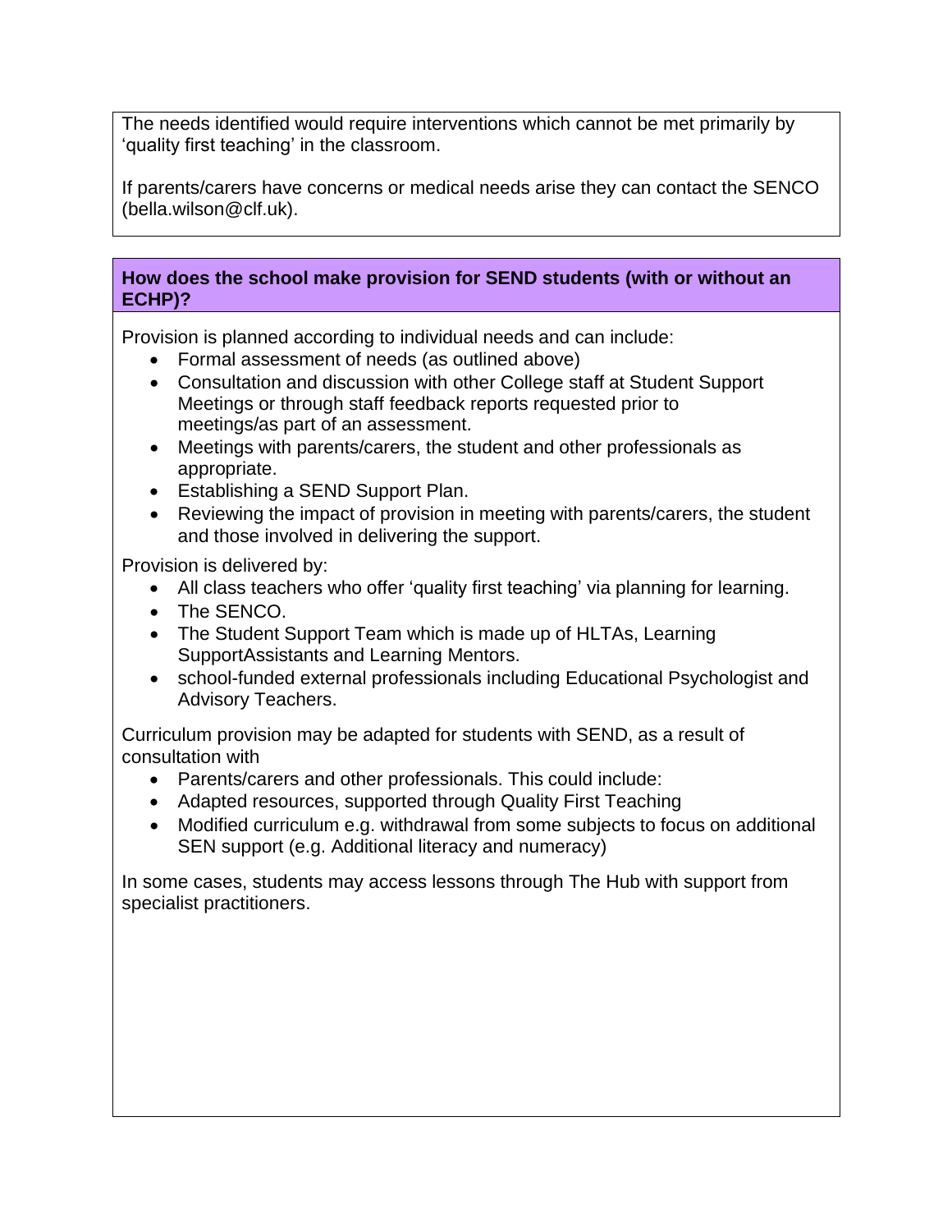The needs identified would require interventions which cannot be met primarily by 'quality first teaching' in the classroom.

If parents/carers have concerns or medical needs arise they can contact the SENCO (bella.wilson@clf.uk).

## How does the school make provision for SEND students (with or without an ECHP)?

Provision is planned according to individual needs and can include:

- Formal assessment of needs (as outlined above)
- Consultation and discussion with other College staff at Student Support Meetings or through staff feedback reports requested prior to meetings/as part of an assessment.
- Meetings with parents/carers, the student and other professionals as appropriate.
- Establishing a SEND Support Plan.
- Reviewing the impact of provision in meeting with parents/carers, the student and those involved in delivering the support.

Provision is delivered by:

- All class teachers who offer 'quality first teaching' via planning for learning.
- The SENCO.
- The Student Support Team which is made up of HLTAs, Learning SupportAssistants and Learning Mentors.
- school-funded external professionals including Educational Psychologist and Advisory Teachers.

Curriculum provision may be adapted for students with SEND, as a result of consultation with

- Parents/carers and other professionals. This could include:
- Adapted resources, supported through Quality First Teaching
- Modified curriculum e.g. withdrawal from some subjects to focus on additional SEN support (e.g. Additional literacy and numeracy)

In some cases, students may access lessons through The Hub with support from specialist practitioners.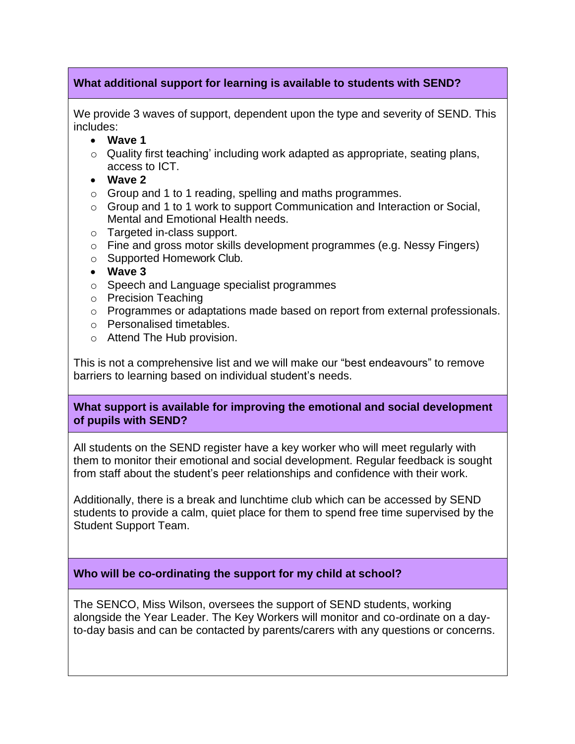**What additional support for learning is available to students with SEND?**

We provide 3 waves of support, dependent upon the type and severity of SEND. This includes:

- **Wave 1**
  - Quality first teaching' including work adapted as appropriate, seating plans, access to ICT.
- **Wave 2**
  - Group and 1 to 1 reading, spelling and maths programmes.
  - Group and 1 to 1 work to support Communication and Interaction or Social, Mental and Emotional Health needs.
  - Targeted in-class support.
  - Fine and gross motor skills development programmes (e.g. Nessy Fingers)
  - Supported Homework Club.
- **Wave 3**
  - Speech and Language specialist programmes
  - Precision Teaching
  - Programmes or adaptations made based on report from external professionals.
  - Personalised timetables.
  - Attend The Hub provision.

This is not a comprehensive list and we will make our "best endeavours" to remove barriers to learning based on individual student's needs.

**What support is available for improving the emotional and social development of pupils with SEND?**

All students on the SEND register have a key worker who will meet regularly with them to monitor their emotional and social development. Regular feedback is sought from staff about the student's peer relationships and confidence with their work.

Additionally, there is a break and lunchtime club which can be accessed by SEND students to provide a calm, quiet place for them to spend free time supervised by the Student Support Team.

**Who will be co-ordinating the support for my child at school?**

The SENCO, Miss Wilson, oversees the support of SEND students, working alongside the Year Leader. The Key Workers will monitor and co-ordinate on a day-to-day basis and can be contacted by parents/carers with any questions or concerns.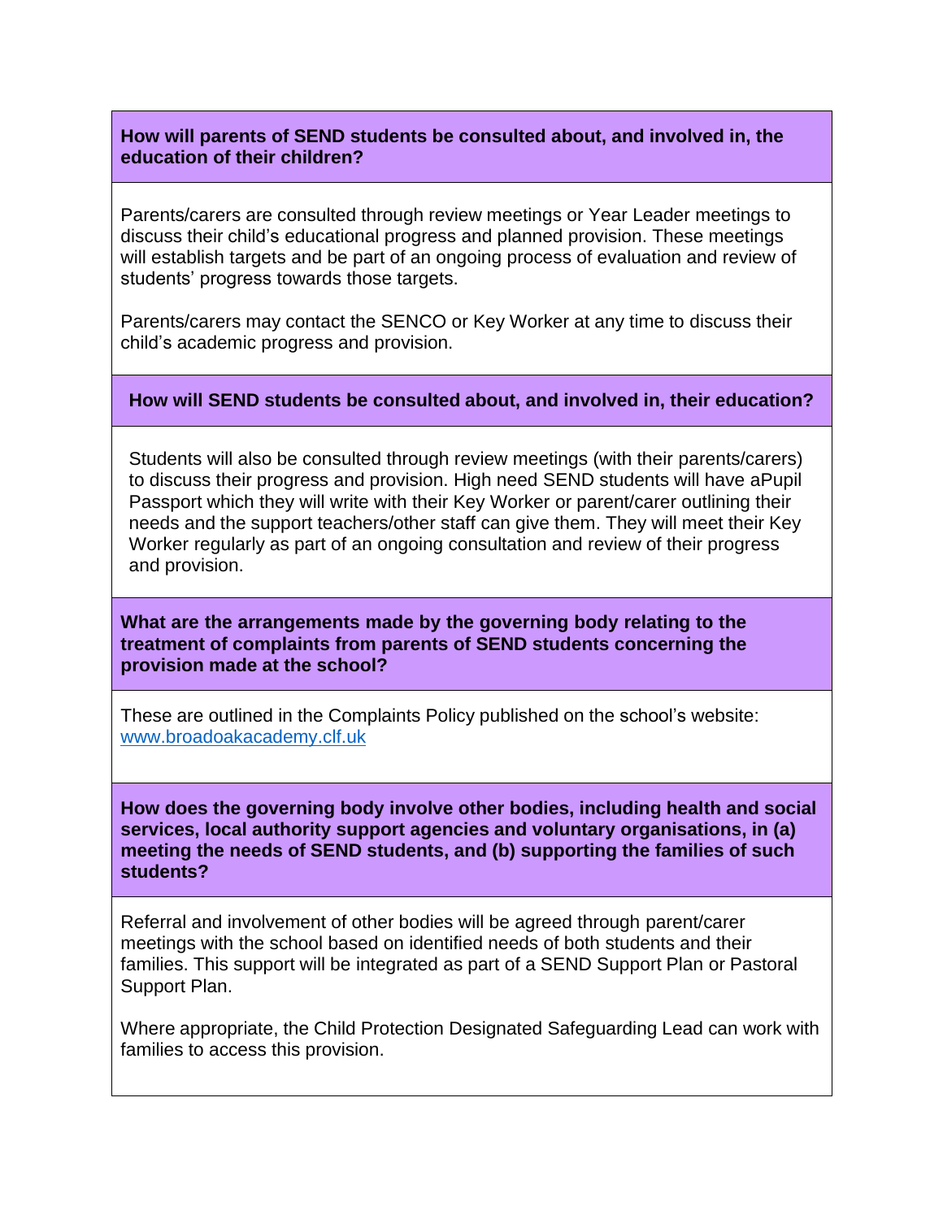**How will parents of SEND students be consulted about, and involved in, the education of their children?**

Parents/carers are consulted through review meetings or Year Leader meetings to discuss their child's educational progress and planned provision. These meetings will establish targets and be part of an ongoing process of evaluation and review of students' progress towards those targets.

Parents/carers may contact the SENCO or Key Worker at any time to discuss their child's academic progress and provision.

**How will SEND students be consulted about, and involved in, their education?**

Students will also be consulted through review meetings (with their parents/carers) to discuss their progress and provision. High need SEND students will have aPupil Passport which they will write with their Key Worker or parent/carer outlining their needs and the support teachers/other staff can give them. They will meet their Key Worker regularly as part of an ongoing consultation and review of their progress and provision.

**What are the arrangements made by the governing body relating to the treatment of complaints from parents of SEND students concerning the provision made at the school?**

These are outlined in the Complaints Policy published on the school's website: [www.broadoakacademy.clf.uk](http://www.broadoakacademy.clf.uk)

**How does the governing body involve other bodies, including health and social services, local authority support agencies and voluntary organisations, in (a) meeting the needs of SEND students, and (b) supporting the families of such students?**

Referral and involvement of other bodies will be agreed through parent/carer meetings with the school based on identified needs of both students and their families. This support will be integrated as part of a SEND Support Plan or Pastoral Support Plan.

Where appropriate, the Child Protection Designated Safeguarding Lead can work with families to access this provision.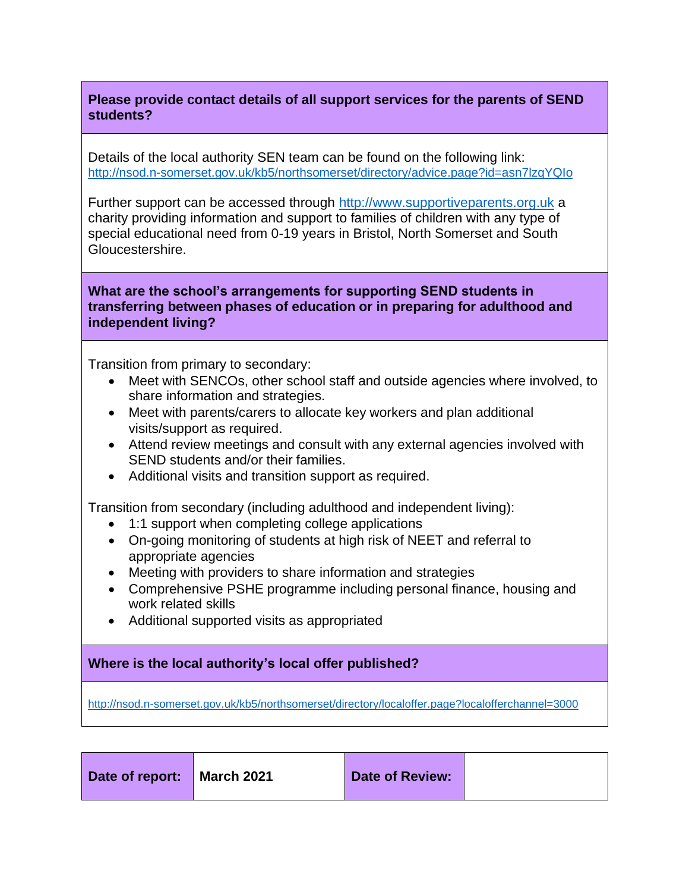**Please provide contact details of all support services for the parents of SEND students?**

Details of the local authority SEN team can be found on the following link: http://nsod.n-somerset.gov.uk/kb5/northsomerset/directory/advice.page?id=asn7lzqYQIo

Further support can be accessed through http://www.supportiveparents.org.uk a charity providing information and support to families of children with any type of special educational need from 0-19 years in Bristol, North Somerset and South Gloucestershire.

**What are the school's arrangements for supporting SEND students in transferring between phases of education or in preparing for adulthood and independent living?**

Transition from primary to secondary:

- Meet with SENCOs, other school staff and outside agencies where involved, to share information and strategies.
- Meet with parents/carers to allocate key workers and plan additional visits/support as required.
- Attend review meetings and consult with any external agencies involved with SEND students and/or their families.
- Additional visits and transition support as required.

Transition from secondary (including adulthood and independent living):

- 1:1 support when completing college applications
- On-going monitoring of students at high risk of NEET and referral to appropriate agencies
- Meeting with providers to share information and strategies
- Comprehensive PSHE programme including personal finance, housing and work related skills
- Additional supported visits as appropriated

**Where is the local authority's local offer published?**

http://nsod.n-somerset.gov.uk/kb5/northsomerset/directory/localoffer.page?localofferchannel=3000

| | | | |
|---|---|---|---|
| **Date of report:** | **March 2021** | **Date of Review:** | |